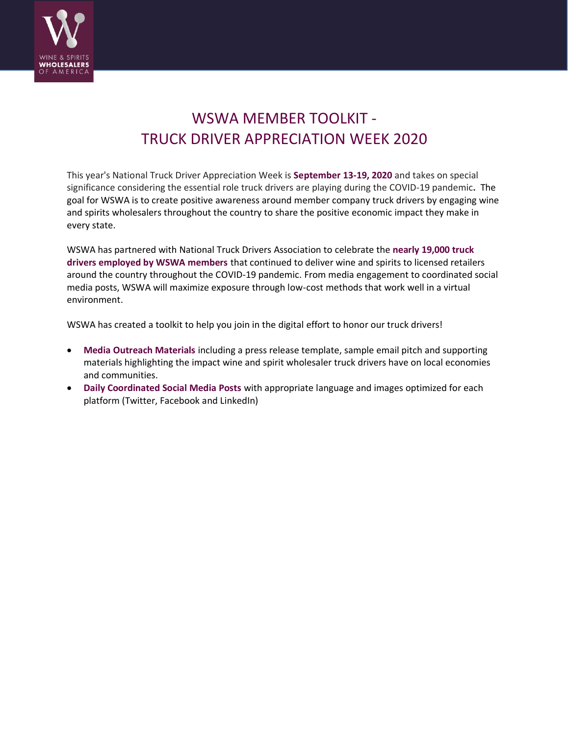# WSWA MEMBER TOOLKIT - TRUCK DRIVER APPRECIATION WEEK 2020

This year's National Truck Driver Appreciation Week is **September 13-19, 2020** and takes on special significance considering the essential role truck drivers are playing during the COVID-19 pandemic**.** The goal for WSWA is to create positive awareness around member company truck drivers by engaging wine and spirits wholesalers throughout the country to share the positive economic impact they make in every state.

WSWA has partnered with National Truck Drivers Association to celebrate the **nearly 19,000 truck drivers employed by WSWA members** that continued to deliver wine and spirits to licensed retailers around the country throughout the COVID-19 pandemic. From media engagement to coordinated social media posts, WSWA will maximize exposure through low-cost methods that work well in a virtual environment.

WSWA has created a toolkit to help you join in the digital effort to honor our truck drivers!

- **Media Outreach Materials** including a press release template, sample email pitch and supporting materials highlighting the impact wine and spirit wholesaler truck drivers have on local economies and communities.
- **Daily Coordinated Social Media Posts** with appropriate language and images optimized for each platform (Twitter, Facebook and LinkedIn)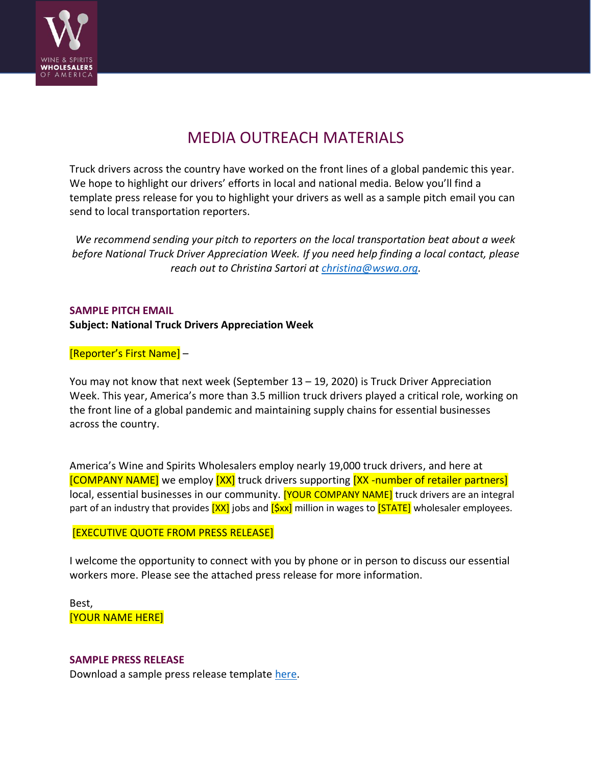# MEDIA OUTREACH MATERIALS

Truck drivers across the country have worked on the front lines of a global pandemic this year. We hope to highlight our drivers' efforts in local and national media. Below you'll find a template press release for you to highlight your drivers as well as a sample pitch email you can send to local transportation reporters.

*We recommend sending your pitch to reporters on the local transportation beat about a week before National Truck Driver Appreciation Week. If you need help finding a local contact, please reach out to Christina Sartori at christina@wswa.org.*

## SAMPLE PITCH EMAIL

**Subject: National Truck Drivers Appreciation Week**

[Reporter's First Name] –

You may not know that next week (September 13 – 19, 2020) is Truck Driver Appreciation Week. This year, America's more than 3.5 million truck drivers played a critical role, working on the front line of a global pandemic and maintaining supply chains for essential businesses across the country.

America's Wine and Spirits Wholesalers employ nearly 19,000 truck drivers, and here at [COMPANY NAME] we employ [XX] truck drivers supporting [XX -number of retailer partners] local, essential businesses in our community. [YOUR COMPANY NAME] truck drivers are an integral part of an industry that provides [XX] jobs and [$xx] million in wages to [STATE] wholesaler employees.

[EXECUTIVE QUOTE FROM PRESS RELEASE]

I welcome the opportunity to connect with you by phone or in person to discuss our essential workers more. Please see the attached press release for more information.

Best,
[YOUR NAME HERE]

## SAMPLE PRESS RELEASE

Download a sample press release template here.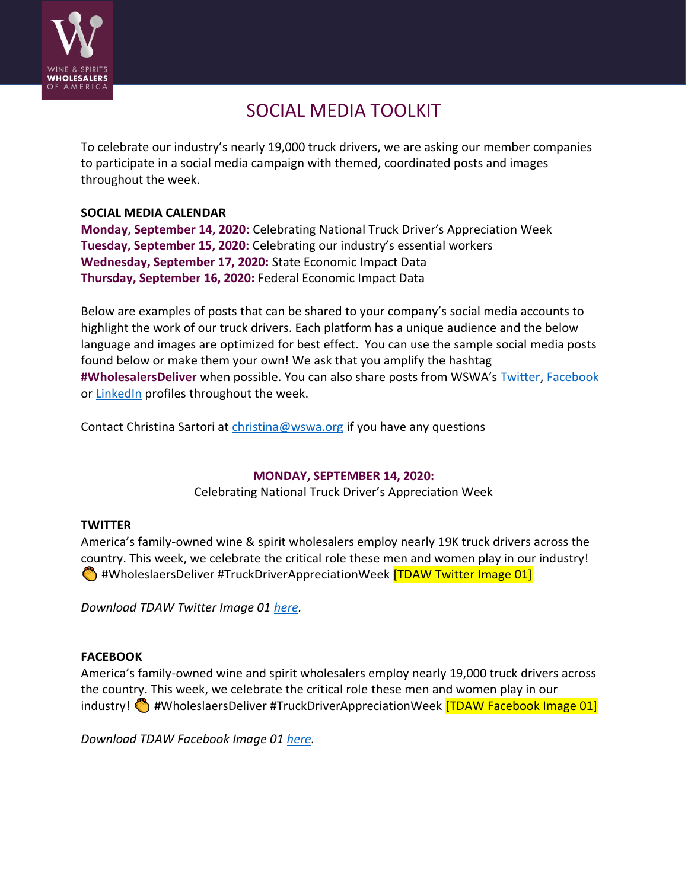# SOCIAL MEDIA TOOLKIT

To celebrate our industry's nearly 19,000 truck drivers, we are asking our member companies to participate in a social media campaign with themed, coordinated posts and images throughout the week.

**SOCIAL MEDIA CALENDAR**
**Monday, September 14, 2020:** Celebrating National Truck Driver's Appreciation Week
**Tuesday, September 15, 2020:** Celebrating our industry's essential workers
**Wednesday, September 17, 2020:** State Economic Impact Data
**Thursday, September 16, 2020:** Federal Economic Impact Data

Below are examples of posts that can be shared to your company's social media accounts to highlight the work of our truck drivers. Each platform has a unique audience and the below language and images are optimized for best effect. You can use the sample social media posts found below or make them your own! We ask that you amplify the hashtag **#WholesalersDeliver** when possible. You can also share posts from WSWA's Twitter, Facebook or LinkedIn profiles throughout the week.

Contact Christina Sartori at christina@wswa.org if you have any questions

## MONDAY, SEPTEMBER 14, 2020:

Celebrating National Truck Driver's Appreciation Week

**TWITTER**
America's family-owned wine & spirit wholesalers employ nearly 19K truck drivers across the country. This week, we celebrate the critical role these men and women play in our industry! 👏 #WholeslaersDeliver #TruckDriverAppreciationWeek [TDAW Twitter Image 01]

*Download TDAW Twitter Image 01 here.*

**FACEBOOK**
America's family-owned wine and spirit wholesalers employ nearly 19,000 truck drivers across the country. This week, we celebrate the critical role these men and women play in our industry! 👏 #WholeslaersDeliver #TruckDriverAppreciationWeek [TDAW Facebook Image 01]

*Download TDAW Facebook Image 01 here.*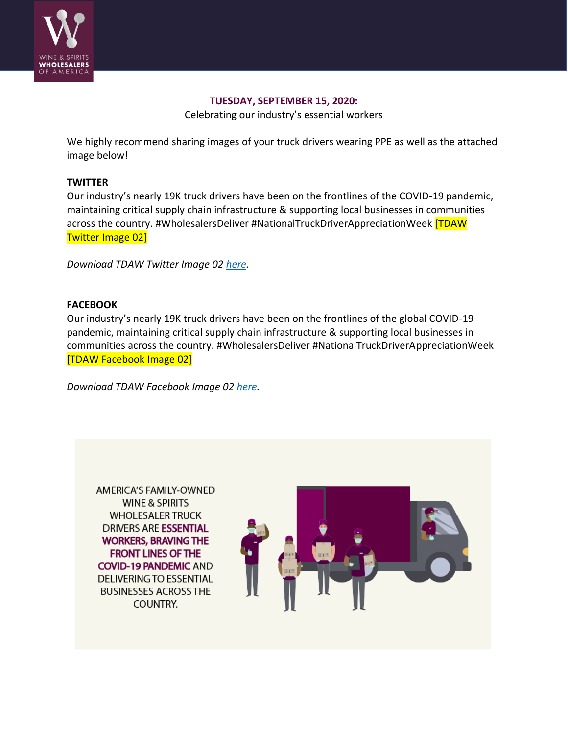**TUESDAY, SEPTEMBER 15, 2020:**

Celebrating our industry's essential workers

We highly recommend sharing images of your truck drivers wearing PPE as well as the attached image below!

**TWITTER**

Our industry's nearly 19K truck drivers have been on the frontlines of the COVID-19 pandemic, maintaining critical supply chain infrastructure & supporting local businesses in communities across the country. #WholesalersDeliver #NationalTruckDriverAppreciationWeek [TDAW Twitter Image 02]

*Download TDAW Twitter Image 02 here.*

**FACEBOOK**

Our industry's nearly 19K truck drivers have been on the frontlines of the global COVID-19 pandemic, maintaining critical supply chain infrastructure & supporting local businesses in communities across the country. #WholesalersDeliver #NationalTruckDriverAppreciationWeek [TDAW Facebook Image 02]

*Download TDAW Facebook Image 02 here.*

AMERICA'S FAMILY-OWNED WINE & SPIRITS WHOLESALER TRUCK DRIVERS ARE **ESSENTIAL WORKERS, BRAVING THE FRONT LINES OF THE COVID-19 PANDEMIC** AND DELIVERING TO ESSENTIAL BUSINESSES ACROSS THE COUNTRY.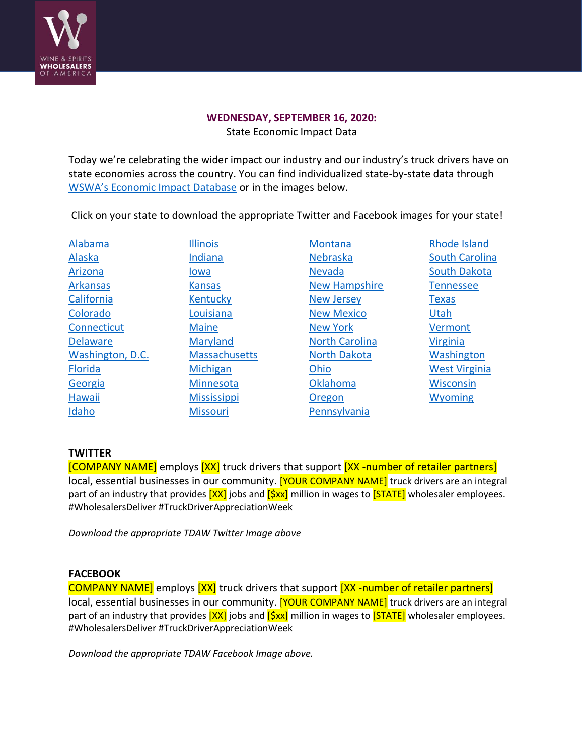**WEDNESDAY, SEPTEMBER 16, 2020:**
State Economic Impact Data

Today we're celebrating the wider impact our industry and our industry's truck drivers have on state economies across the country. You can find individualized state-by-state data through WSWA's Economic Impact Database or in the images below.

Click on your state to download the appropriate Twitter and Facebook images for your state!

- Alabama
- Alaska
- Arizona
- Arkansas
- California
- Colorado
- Connecticut
- Delaware
- Washington, D.C.
- Florida
- Georgia
- Hawaii
- Idaho
- Illinois
- Indiana
- Iowa
- Kansas
- Kentucky
- Louisiana
- Maine
- Maryland
- Massachusetts
- Michigan
- Minnesota
- Mississippi
- Missouri
- Montana
- Nebraska
- Nevada
- New Hampshire
- New Jersey
- New Mexico
- New York
- North Carolina
- North Dakota
- Ohio
- Oklahoma
- Oregon
- Pennsylvania
- Rhode Island
- South Carolina
- South Dakota
- Tennessee
- Texas
- Utah
- Vermont
- Virginia
- Washington
- West Virginia
- Wisconsin
- Wyoming

**TWITTER**

[COMPANY NAME] employs [XX] truck drivers that support [XX -number of retailer partners] local, essential businesses in our community. [YOUR COMPANY NAME] truck drivers are an integral part of an industry that provides [XX] jobs and [$xx] million in wages to [STATE] wholesaler employees. #WholesalersDeliver #TruckDriverAppreciationWeek

*Download the appropriate TDAW Twitter Image above*

**FACEBOOK**

COMPANY NAME] employs [XX] truck drivers that support [XX -number of retailer partners] local, essential businesses in our community. [YOUR COMPANY NAME] truck drivers are an integral part of an industry that provides [XX] jobs and [$xx] million in wages to [STATE] wholesaler employees. #WholesalersDeliver #TruckDriverAppreciationWeek

*Download the appropriate TDAW Facebook Image above.*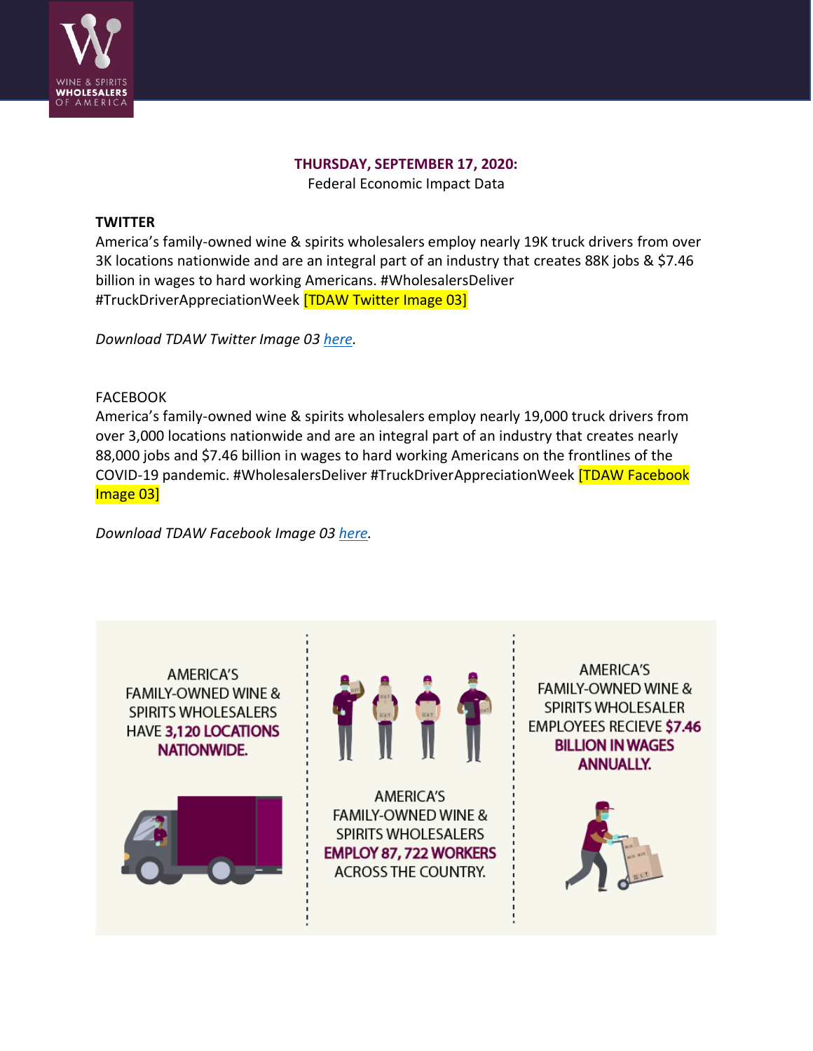**THURSDAY, SEPTEMBER 17, 2020:**
Federal Economic Impact Data

**TWITTER**
America's family-owned wine & spirits wholesalers employ nearly 19K truck drivers from over 3K locations nationwide and are an integral part of an industry that creates 88K jobs & $7.46 billion in wages to hard working Americans. #WholesalersDeliver #TruckDriverAppreciationWeek [TDAW Twitter Image 03]

*Download TDAW Twitter Image 03 here.*

FACEBOOK
America's family-owned wine & spirits wholesalers employ nearly 19,000 truck drivers from over 3,000 locations nationwide and are an integral part of an industry that creates nearly 88,000 jobs and $7.46 billion in wages to hard working Americans on the frontlines of the COVID-19 pandemic. #WholesalersDeliver #TruckDriverAppreciationWeek [TDAW Facebook Image 03]

*Download TDAW Facebook Image 03 here.*

AMERICA'S FAMILY-OWNED WINE & SPIRITS WHOLESALERS HAVE **3,120 LOCATIONS NATIONWIDE.**

AMERICA'S FAMILY-OWNED WINE & SPIRITS WHOLESALERS **EMPLOY 87,722 WORKERS** ACROSS THE COUNTRY.

AMERICA'S FAMILY-OWNED WINE & SPIRITS WHOLESALER EMPLOYEES RECIEVE **$7.46 BILLION IN WAGES ANNUALLY.**